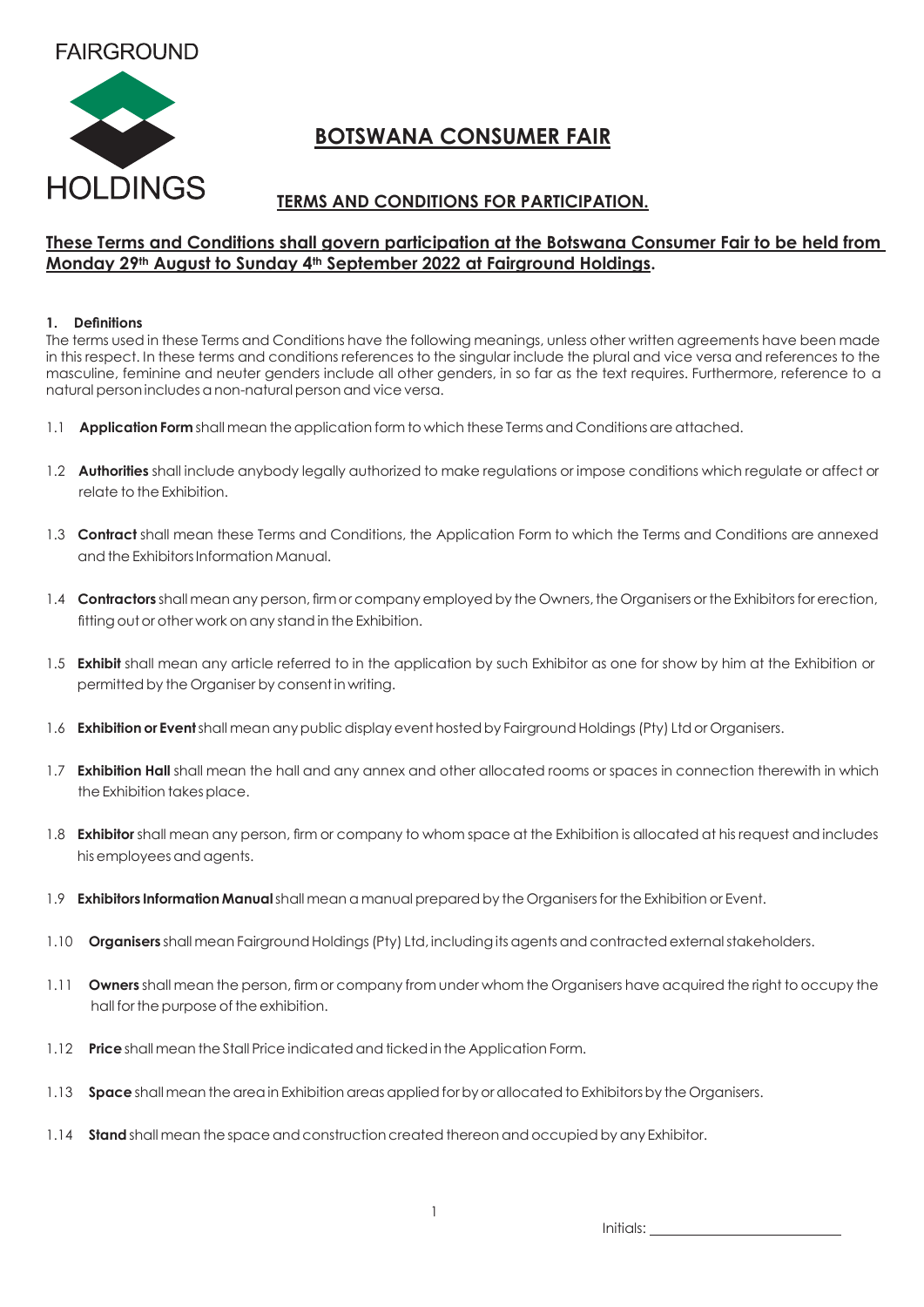FAIRGROUND

HOLDINGS

# BOTSWANA CONSUMER FAIR

## TERMS AND CONDITIONS FOR PARTICIPATION.

**These Terms and Conditions shall govern participation at the Botswana Consumer Fair to be held from Monday 29th August to Sunday 4th September 2022 at Fairground Holdings.**

### 1. Definitions

The terms used in these Terms and Conditions have the following meanings, unless other written agreements have been made in this respect. In these terms and conditions references to the singular include the plural and vice versa and references to the masculine, feminine and neuter genders include all other genders, in so far as the text requires. Furthermore, reference to a natural person includes a non-natural person and vice versa.

1.1 **Application Form** shall mean the application form to which these Terms and Conditions are attached.

1.2 **Authorities** shall include anybody legally authorized to make regulations or impose conditions which regulate or affect or relate to the Exhibition.

1.3 **Contract** shall mean these Terms and Conditions, the Application Form to which the Terms and Conditions are annexed and the Exhibitors Information Manual.

1.4 **Contractors** shall mean any person, firm or company employed by the Owners, the Organisers or the Exhibitors for erection, fitting out or other work on any stand in the Exhibition.

1.5 **Exhibit** shall mean any article referred to in the application by such Exhibitor as one for show by him at the Exhibition or permitted by the Organiser by consent in writing.

1.6 **Exhibition or Event** shall mean any public display event hosted by Fairground Holdings (Pty) Ltd or Organisers.

1.7 **Exhibition Hall** shall mean the hall and any annex and other allocated rooms or spaces in connection therewith in which the Exhibition takes place.

1.8 **Exhibitor** shall mean any person, firm or company to whom space at the Exhibition is allocated at his request and includes his employees and agents.

1.9 **Exhibitors Information Manual** shall mean a manual prepared by the Organisers for the Exhibition or Event.

1.10 **Organisers** shall mean Fairground Holdings (Pty) Ltd, including its agents and contracted external stakeholders.

1.11 **Owners** shall mean the person, firm or company from under whom the Organisers have acquired the right to occupy the hall for the purpose of the exhibition.

1.12 **Price** shall mean the Stall Price indicated and ticked in the Application Form.

1.13 **Space** shall mean the area in Exhibition areas applied for by or allocated to Exhibitors by the Organisers.

1.14 **Stand** shall mean the space and construction created thereon and occupied by any Exhibitor.

Initials: ______________________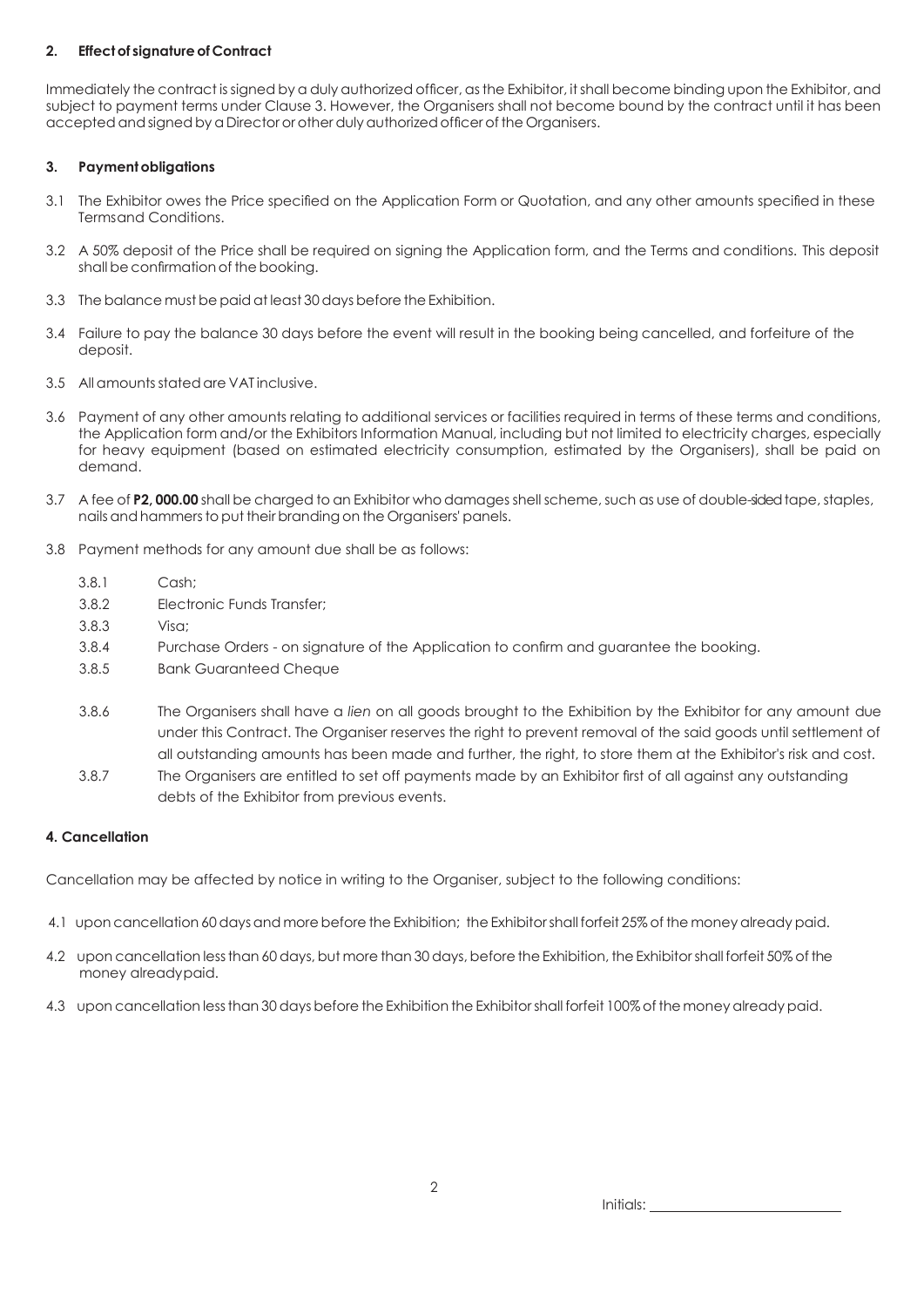## 2. Effect of signature of Contract

Immediately the contract is signed by a duly authorized officer, as the Exhibitor, it shall become binding upon the Exhibitor, and subject to payment terms under Clause 3. However, the Organisers shall not become bound by the contract until it has been accepted and signed by a Director or other duly authorized officer of the Organisers.

## 3. Payment obligations

3.1 The Exhibitor owes the Price specified on the Application Form or Quotation, and any other amounts specified in these Termsand Conditions.

3.2 A 50% deposit of the Price shall be required on signing the Application form, and the Terms and conditions. This deposit shall be confirmation of the booking.

3.3 The balance must be paid at least 30 days before the Exhibition.

3.4 Failure to pay the balance 30 days before the event will result in the booking being cancelled, and forfeiture of the deposit.

3.5 All amounts stated are VAT inclusive.

3.6 Payment of any other amounts relating to additional services or facilities required in terms of these terms and conditions, the Application form and/or the Exhibitors Information Manual, including but not limited to electricity charges, especially for heavy equipment (based on estimated electricity consumption, estimated by the Organisers), shall be paid on demand.

3.7 A fee of **P2, 000.00** shall be charged to an Exhibitor who damages shell scheme, such as use of double-sided tape, staples, nails and hammers to put their branding on the Organisers' panels.

3.8 Payment methods for any amount due shall be as follows:

3.8.1 Cash;

3.8.2 Electronic Funds Transfer;

3.8.3 Visa;

3.8.4 Purchase Orders - on signature of the Application to confirm and guarantee the booking.

3.8.5 Bank Guaranteed Cheque

3.8.6 The Organisers shall have a *lien* on all goods brought to the Exhibition by the Exhibitor for any amount due under this Contract. The Organiser reserves the right to prevent removal of the said goods until settlement of all outstanding amounts has been made and further, the right, to store them at the Exhibitor's risk and cost.

3.8.7 The Organisers are entitled to set off payments made by an Exhibitor first of all against any outstanding debts of the Exhibitor from previous events.

## 4. Cancellation

Cancellation may be affected by notice in writing to the Organiser, subject to the following conditions:

4.1 upon cancellation 60 days and more before the Exhibition; the Exhibitor shall forfeit 25% of the money already paid.

4.2 upon cancellation less than 60 days, but more than 30 days, before the Exhibition, the Exhibitor shall forfeit 50% of the money alreadypaid.

4.3 upon cancellation less than 30 days before the Exhibition the Exhibitor shall forfeit 100% of the money already paid.

Initials: ____________________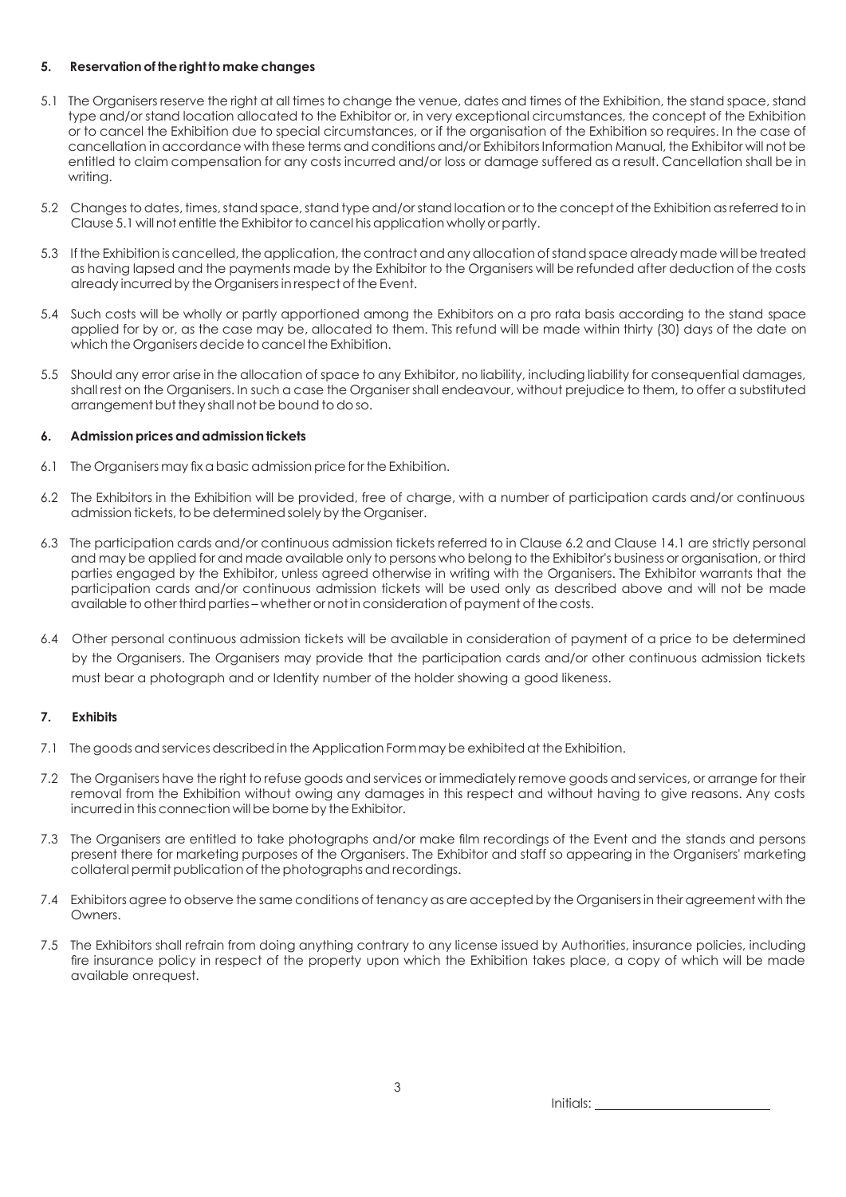### 5. Reservation of the right to make changes

5.1 The Organisers reserve the right at all times to change the venue, dates and times of the Exhibition, the stand space, stand type and/or stand location allocated to the Exhibitor or, in very exceptional circumstances, the concept of the Exhibition or to cancel the Exhibition due to special circumstances, or if the organisation of the Exhibition so requires. In the case of cancellation in accordance with these terms and conditions and/or Exhibitors Information Manual, the Exhibitor will not be entitled to claim compensation for any costs incurred and/or loss or damage suffered as a result. Cancellation shall be in writing.

5.2 Changes to dates, times, stand space, stand type and/or stand location or to the concept of the Exhibition as referred to in Clause 5.1 will not entitle the Exhibitor to cancel his application wholly or partly.

5.3 If the Exhibition is cancelled, the application, the contract and any allocation of stand space already made will be treated as having lapsed and the payments made by the Exhibitor to the Organisers will be refunded after deduction of the costs already incurred by the Organisers in respect of the Event.

5.4 Such costs will be wholly or partly apportioned among the Exhibitors on a pro rata basis according to the stand space applied for by or, as the case may be, allocated to them. This refund will be made within thirty (30) days of the date on which the Organisers decide to cancel the Exhibition.

5.5 Should any error arise in the allocation of space to any Exhibitor, no liability, including liability for consequential damages, shall rest on the Organisers. In such a case the Organiser shall endeavour, without prejudice to them, to offer a substituted arrangement but they shall not be bound to do so.

### 6. Admission prices and admission tickets

6.1 The Organisers may fix a basic admission price for the Exhibition.

6.2 The Exhibitors in the Exhibition will be provided, free of charge, with a number of participation cards and/or continuous admission tickets, to be determined solely by the Organiser.

6.3 The participation cards and/or continuous admission tickets referred to in Clause 6.2 and Clause 14.1 are strictly personal and may be applied for and made available only to persons who belong to the Exhibitor's business or organisation, or third parties engaged by the Exhibitor, unless agreed otherwise in writing with the Organisers. The Exhibitor warrants that the participation cards and/or continuous admission tickets will be used only as described above and will not be made available to other third parties – whether or not in consideration of payment of the costs.

6.4 Other personal continuous admission tickets will be available in consideration of payment of a price to be determined by the Organisers. The Organisers may provide that the participation cards and/or other continuous admission tickets must bear a photograph and or Identity number of the holder showing a good likeness.

### 7. Exhibits

7.1 The goods and services described in the Application Form may be exhibited at the Exhibition.

7.2 The Organisers have the right to refuse goods and services or immediately remove goods and services, or arrange for their removal from the Exhibition without owing any damages in this respect and without having to give reasons. Any costs incurred in this connection will be borne by the Exhibitor.

7.3 The Organisers are entitled to take photographs and/or make film recordings of the Event and the stands and persons present there for marketing purposes of the Organisers. The Exhibitor and staff so appearing in the Organisers' marketing collateral permit publication of the photographs and recordings.

7.4 Exhibitors agree to observe the same conditions of tenancy as are accepted by the Organisers in their agreement with the Owners.

7.5 The Exhibitors shall refrain from doing anything contrary to any license issued by Authorities, insurance policies, including fire insurance policy in respect of the property upon which the Exhibition takes place, a copy of which will be made available onrequest.

Initials: ____________________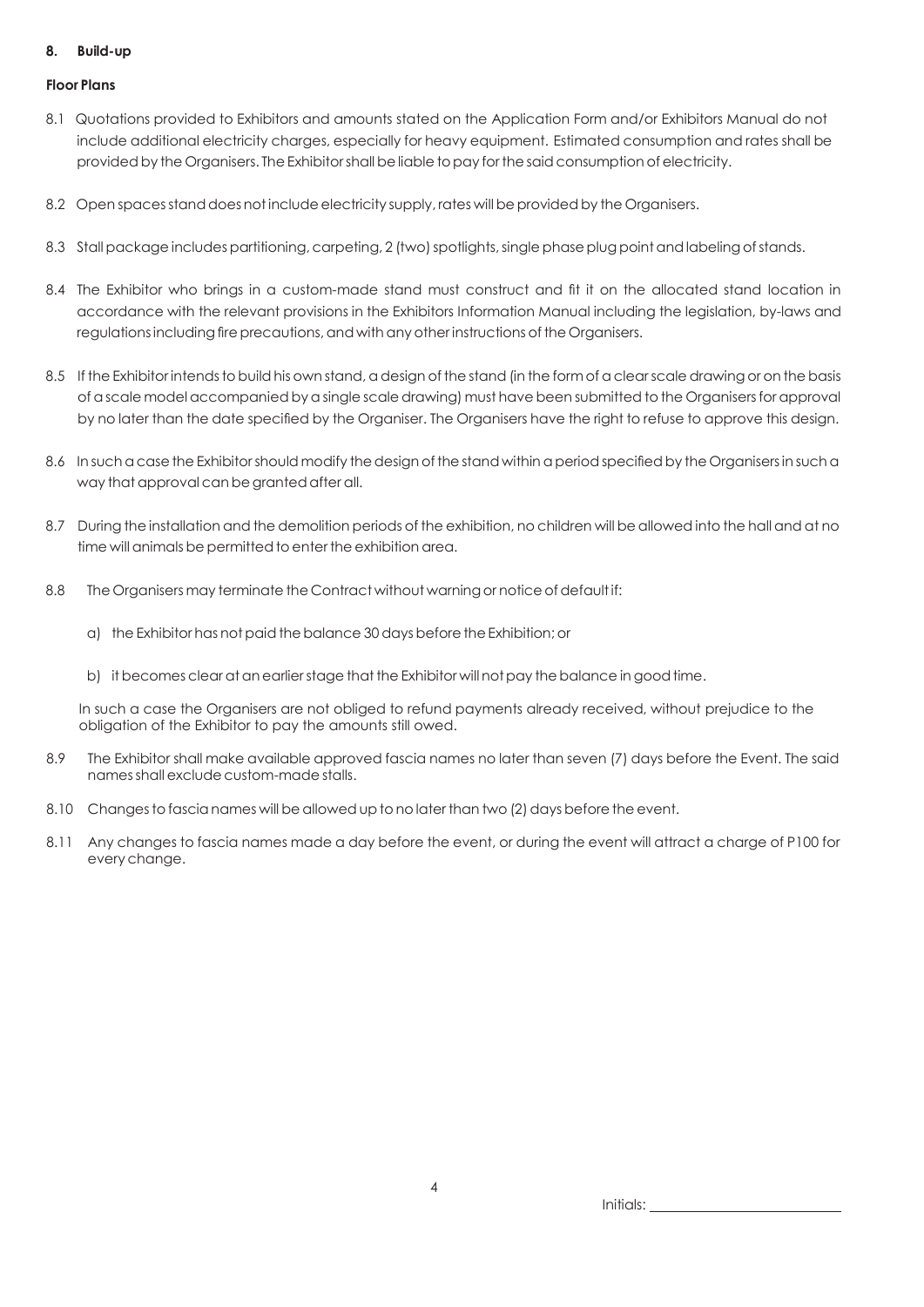## 8. Build-up

### Floor Plans

8.1 Quotations provided to Exhibitors and amounts stated on the Application Form and/or Exhibitors Manual do not include additional electricity charges, especially for heavy equipment. Estimated consumption and rates shall be provided by the Organisers. The Exhibitor shall be liable to pay for the said consumption of electricity.

8.2 Open spaces stand does not include electricity supply, rates will be provided by the Organisers.

8.3 Stall package includes partitioning, carpeting, 2 (two) spotlights, single phase plug point and labeling of stands.

8.4 The Exhibitor who brings in a custom-made stand must construct and fit it on the allocated stand location in accordance with the relevant provisions in the Exhibitors Information Manual including the legislation, by-laws and regulations including fire precautions, and with any other instructions of the Organisers.

8.5 If the Exhibitor intends to build his own stand, a design of the stand (in the form of a clear scale drawing or on the basis of a scale model accompanied by a single scale drawing) must have been submitted to the Organisers for approval by no later than the date specified by the Organiser. The Organisers have the right to refuse to approve this design.

8.6 In such a case the Exhibitor should modify the design of the stand within a period specified by the Organisers in such a way that approval can be granted after all.

8.7 During the installation and the demolition periods of the exhibition, no children will be allowed into the hall and at no time will animals be permitted to enter the exhibition area.

8.8 The Organisers may terminate the Contract without warning or notice of default if:

a) the Exhibitor has not paid the balance 30 days before the Exhibition; or

b) it becomes clear at an earlier stage that the Exhibitor will not pay the balance in good time.

In such a case the Organisers are not obliged to refund payments already received, without prejudice to the obligation of the Exhibitor to pay the amounts still owed.

8.9 The Exhibitor shall make available approved fascia names no later than seven (7) days before the Event. The said names shall exclude custom-made stalls.

8.10 Changes to fascia names will be allowed up to no later than two (2) days before the event.

8.11 Any changes to fascia names made a day before the event, or during the event will attract a charge of P100 for every change.

Initials: ____________________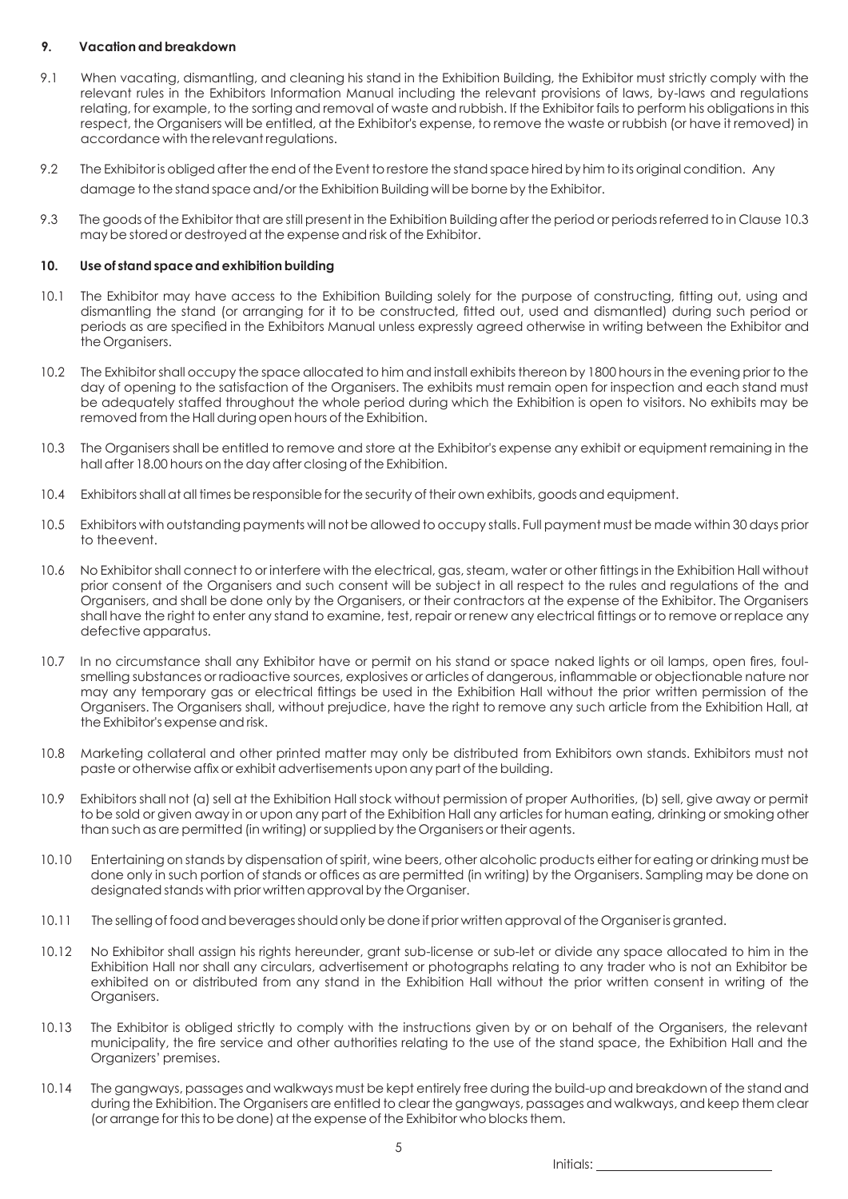## 9. Vacation and breakdown

9.1 When vacating, dismantling, and cleaning his stand in the Exhibition Building, the Exhibitor must strictly comply with the relevant rules in the Exhibitors Information Manual including the relevant provisions of laws, by-laws and regulations relating, for example, to the sorting and removal of waste and rubbish. If the Exhibitor fails to perform his obligations in this respect, the Organisers will be entitled, at the Exhibitor's expense, to remove the waste or rubbish (or have it removed) in accordance with the relevant regulations.

9.2 The Exhibitor is obliged after the end of the Event to restore the stand space hired by him to its original condition. Any damage to the stand space and/or the Exhibition Building will be borne by the Exhibitor.

9.3 The goods of the Exhibitor that are still present in the Exhibition Building after the period or periods referred to in Clause 10.3 may be stored or destroyed at the expense and risk of the Exhibitor.

## 10. Use of stand space and exhibition building

10.1 The Exhibitor may have access to the Exhibition Building solely for the purpose of constructing, fitting out, using and dismantling the stand (or arranging for it to be constructed, fitted out, used and dismantled) during such period or periods as are specified in the Exhibitors Manual unless expressly agreed otherwise in writing between the Exhibitor and the Organisers.

10.2 The Exhibitor shall occupy the space allocated to him and install exhibits thereon by 1800 hours in the evening prior to the day of opening to the satisfaction of the Organisers. The exhibits must remain open for inspection and each stand must be adequately staffed throughout the whole period during which the Exhibition is open to visitors. No exhibits may be removed from the Hall during open hours of the Exhibition.

10.3 The Organisers shall be entitled to remove and store at the Exhibitor's expense any exhibit or equipment remaining in the hall after 18.00 hours on the day after closing of the Exhibition.

10.4 Exhibitors shall at all times be responsible for the security of their own exhibits, goods and equipment.

10.5 Exhibitors with outstanding payments will not be allowed to occupy stalls. Full payment must be made within 30 days prior to theevent.

10.6 No Exhibitor shall connect to or interfere with the electrical, gas, steam, water or other fittings in the Exhibition Hall without prior consent of the Organisers and such consent will be subject in all respect to the rules and regulations of the and Organisers, and shall be done only by the Organisers, or their contractors at the expense of the Exhibitor. The Organisers shall have the right to enter any stand to examine, test, repair or renew any electrical fittings or to remove or replace any defective apparatus.

10.7 In no circumstance shall any Exhibitor have or permit on his stand or space naked lights or oil lamps, open fires, foul-smelling substances or radioactive sources, explosives or articles of dangerous, inflammable or objectionable nature nor may any temporary gas or electrical fittings be used in the Exhibition Hall without the prior written permission of the Organisers. The Organisers shall, without prejudice, have the right to remove any such article from the Exhibition Hall, at the Exhibitor's expense and risk.

10.8 Marketing collateral and other printed matter may only be distributed from Exhibitors own stands. Exhibitors must not paste or otherwise affix or exhibit advertisements upon any part of the building.

10.9 Exhibitors shall not (a) sell at the Exhibition Hall stock without permission of proper Authorities, (b) sell, give away or permit to be sold or given away in or upon any part of the Exhibition Hall any articles for human eating, drinking or smoking other than such as are permitted (in writing) or supplied by the Organisers or their agents.

10.10 Entertaining on stands by dispensation of spirit, wine beers, other alcoholic products either for eating or drinking must be done only in such portion of stands or offices as are permitted (in writing) by the Organisers. Sampling may be done on designated stands with prior written approval by the Organiser.

10.11 The selling of food and beverages should only be done if prior written approval of the Organiser is granted.

10.12 No Exhibitor shall assign his rights hereunder, grant sub-license or sub-let or divide any space allocated to him in the Exhibition Hall nor shall any circulars, advertisement or photographs relating to any trader who is not an Exhibitor be exhibited on or distributed from any stand in the Exhibition Hall without the prior written consent in writing of the Organisers.

10.13 The Exhibitor is obliged strictly to comply with the instructions given by or on behalf of the Organisers, the relevant municipality, the fire service and other authorities relating to the use of the stand space, the Exhibition Hall and the Organizers' premises.

10.14 The gangways, passages and walkways must be kept entirely free during the build-up and breakdown of the stand and during the Exhibition. The Organisers are entitled to clear the gangways, passages and walkways, and keep them clear (or arrange for this to be done) at the expense of the Exhibitor who blocks them.

Initials: ____________________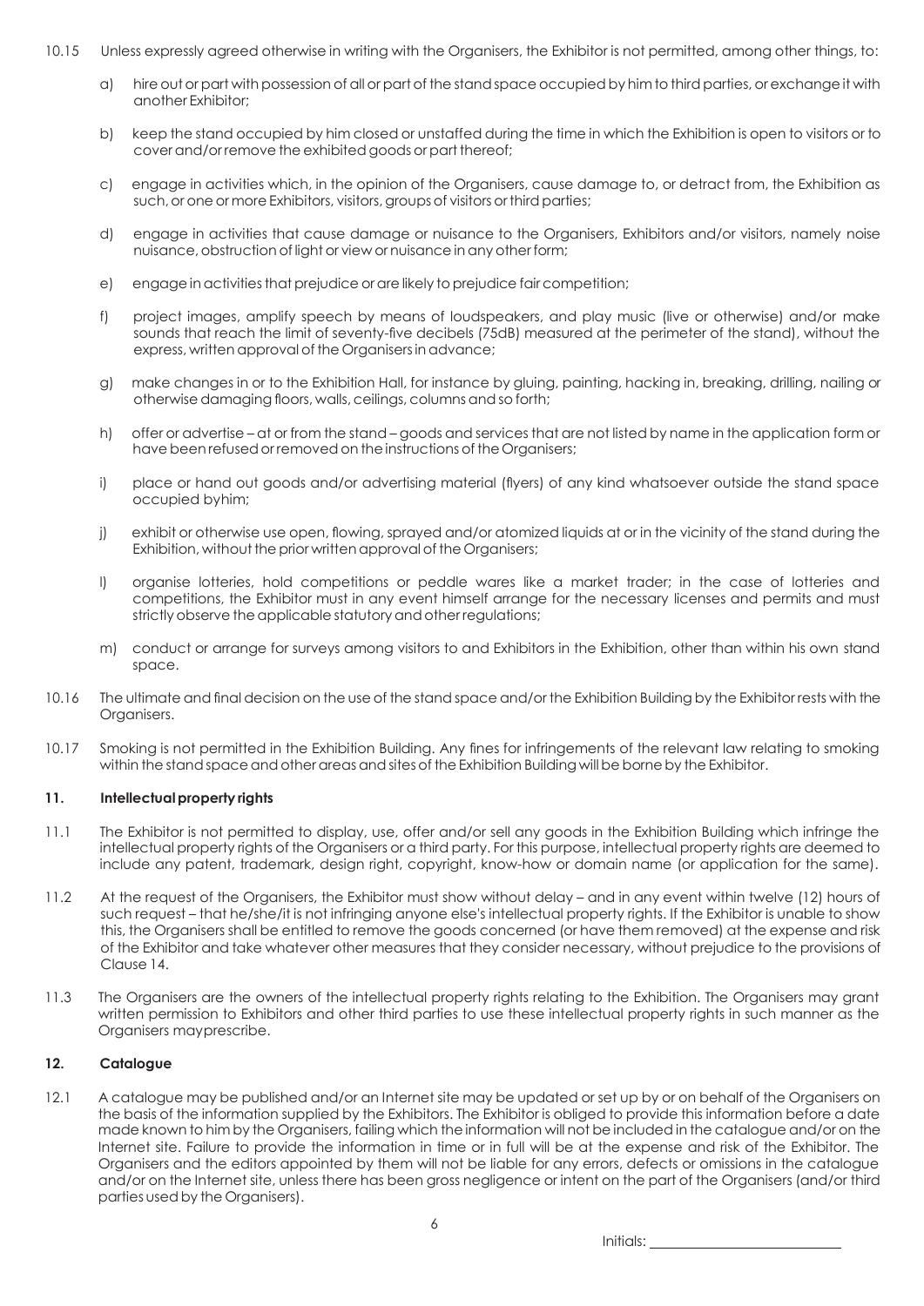10.15 Unless expressly agreed otherwise in writing with the Organisers, the Exhibitor is not permitted, among other things, to:

a) hire out or part with possession of all or part of the stand space occupied by him to third parties, or exchange it with another Exhibitor;

b) keep the stand occupied by him closed or unstaffed during the time in which the Exhibition is open to visitors or to cover and/or remove the exhibited goods or part thereof;

c) engage in activities which, in the opinion of the Organisers, cause damage to, or detract from, the Exhibition as such, or one or more Exhibitors, visitors, groups of visitors or third parties;

d) engage in activities that cause damage or nuisance to the Organisers, Exhibitors and/or visitors, namely noise nuisance, obstruction of light or view or nuisance in any other form;

e) engage in activities that prejudice or are likely to prejudice fair competition;

f) project images, amplify speech by means of loudspeakers, and play music (live or otherwise) and/or make sounds that reach the limit of seventy-five decibels (75dB) measured at the perimeter of the stand), without the express, written approval of the Organisers in advance;

g) make changes in or to the Exhibition Hall, for instance by gluing, painting, hacking in, breaking, drilling, nailing or otherwise damaging floors, walls, ceilings, columns and so forth;

h) offer or advertise – at or from the stand – goods and services that are not listed by name in the application form or have been refused or removed on the instructions of the Organisers;

i) place or hand out goods and/or advertising material (flyers) of any kind whatsoever outside the stand space occupied byhim;

j) exhibit or otherwise use open, flowing, sprayed and/or atomized liquids at or in the vicinity of the stand during the Exhibition, without the prior written approval of the Organisers;

l) organise lotteries, hold competitions or peddle wares like a market trader; in the case of lotteries and competitions, the Exhibitor must in any event himself arrange for the necessary licenses and permits and must strictly observe the applicable statutory and other regulations;

m) conduct or arrange for surveys among visitors to and Exhibitors in the Exhibition, other than within his own stand space.

10.16 The ultimate and final decision on the use of the stand space and/or the Exhibition Building by the Exhibitor rests with the Organisers.

10.17 Smoking is not permitted in the Exhibition Building. Any fines for infringements of the relevant law relating to smoking within the stand space and other areas and sites of the Exhibition Building will be borne by the Exhibitor.

**11. Intellectual property rights**

11.1 The Exhibitor is not permitted to display, use, offer and/or sell any goods in the Exhibition Building which infringe the intellectual property rights of the Organisers or a third party. For this purpose, intellectual property rights are deemed to include any patent, trademark, design right, copyright, know-how or domain name (or application for the same).

11.2 At the request of the Organisers, the Exhibitor must show without delay – and in any event within twelve (12) hours of such request – that he/she/it is not infringing anyone else's intellectual property rights. If the Exhibitor is unable to show this, the Organisers shall be entitled to remove the goods concerned (or have them removed) at the expense and risk of the Exhibitor and take whatever other measures that they consider necessary, without prejudice to the provisions of Clause 14.

11.3 The Organisers are the owners of the intellectual property rights relating to the Exhibition. The Organisers may grant written permission to Exhibitors and other third parties to use these intellectual property rights in such manner as the Organisers mayprescribe.

**12. Catalogue**

12.1 A catalogue may be published and/or an Internet site may be updated or set up by or on behalf of the Organisers on the basis of the information supplied by the Exhibitors. The Exhibitor is obliged to provide this information before a date made known to him by the Organisers, failing which the information will not be included in the catalogue and/or on the Internet site. Failure to provide the information in time or in full will be at the expense and risk of the Exhibitor. The Organisers and the editors appointed by them will not be liable for any errors, defects or omissions in the catalogue and/or on the Internet site, unless there has been gross negligence or intent on the part of the Organisers (and/or third parties used by the Organisers).

Initials: ______________________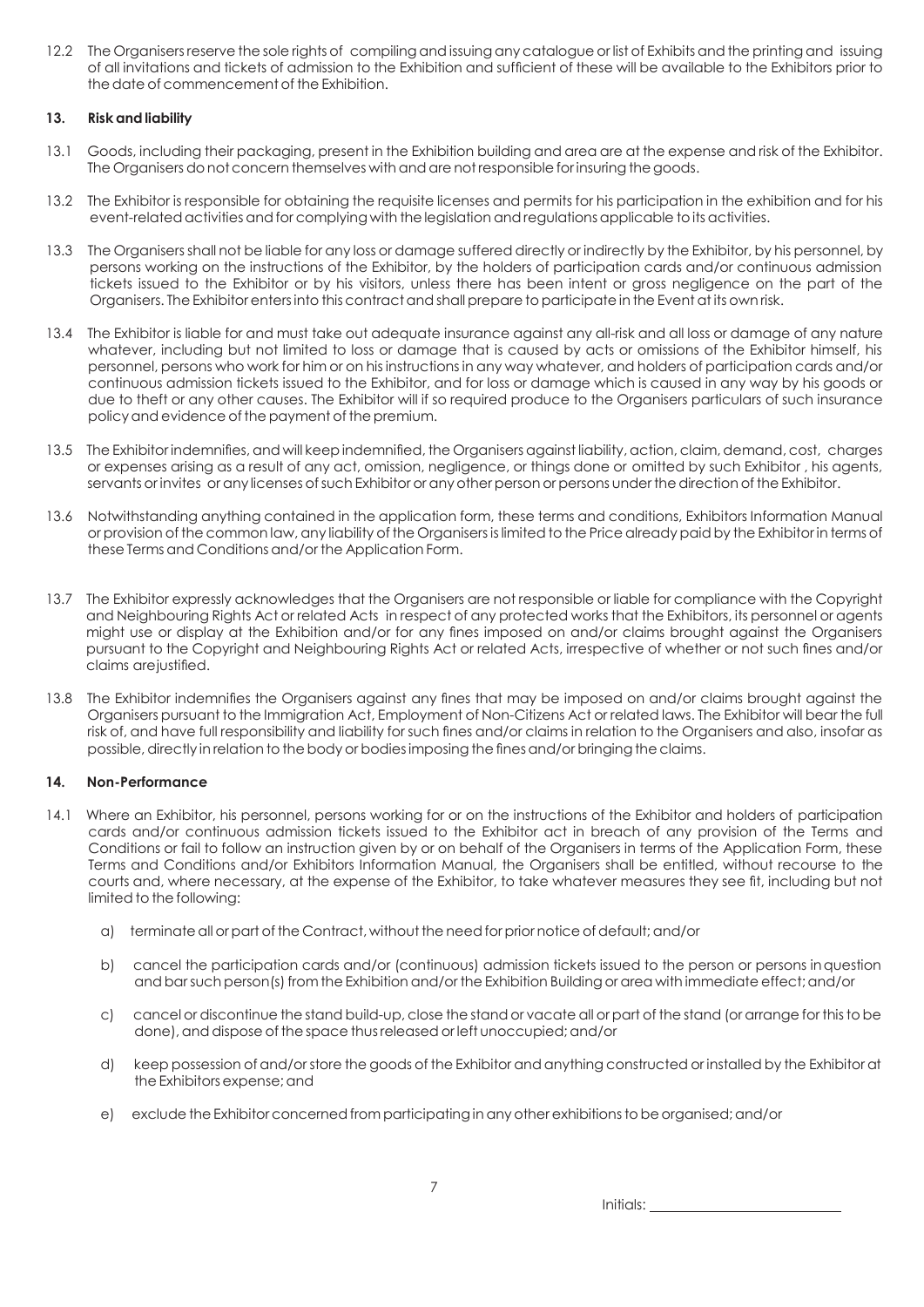12.2 The Organisers reserve the sole rights of compiling and issuing any catalogue or list of Exhibits and the printing and issuing of all invitations and tickets of admission to the Exhibition and sufficient of these will be available to the Exhibitors prior to the date of commencement of the Exhibition.

## 13. Risk and liability

13.1 Goods, including their packaging, present in the Exhibition building and area are at the expense and risk of the Exhibitor. The Organisers do not concern themselves with and are not responsible for insuring the goods.

13.2 The Exhibitor is responsible for obtaining the requisite licenses and permits for his participation in the exhibition and for his event-related activities and for complying with the legislation and regulations applicable to its activities.

13.3 The Organisers shall not be liable for any loss or damage suffered directly or indirectly by the Exhibitor, by his personnel, by persons working on the instructions of the Exhibitor, by the holders of participation cards and/or continuous admission tickets issued to the Exhibitor or by his visitors, unless there has been intent or gross negligence on the part of the Organisers. The Exhibitor enters into this contract and shall prepare to participate in the Event at its own risk.

13.4 The Exhibitor is liable for and must take out adequate insurance against any all-risk and all loss or damage of any nature whatever, including but not limited to loss or damage that is caused by acts or omissions of the Exhibitor himself, his personnel, persons who work for him or on his instructions in any way whatever, and holders of participation cards and/or continuous admission tickets issued to the Exhibitor, and for loss or damage which is caused in any way by his goods or due to theft or any other causes. The Exhibitor will if so required produce to the Organisers particulars of such insurance policy and evidence of the payment of the premium.

13.5 The Exhibitor indemnifies, and will keep indemnified, the Organisers against liability, action, claim, demand, cost, charges or expenses arising as a result of any act, omission, negligence, or things done or omitted by such Exhibitor , his agents, servants or invites or any licenses of such Exhibitor or any other person or persons under the direction of the Exhibitor.

13.6 Notwithstanding anything contained in the application form, these terms and conditions, Exhibitors Information Manual or provision of the common law, any liability of the Organisers is limited to the Price already paid by the Exhibitor in terms of these Terms and Conditions and/or the Application Form.

13.7 The Exhibitor expressly acknowledges that the Organisers are not responsible or liable for compliance with the Copyright and Neighbouring Rights Act or related Acts in respect of any protected works that the Exhibitors, its personnel or agents might use or display at the Exhibition and/or for any fines imposed on and/or claims brought against the Organisers pursuant to the Copyright and Neighbouring Rights Act or related Acts, irrespective of whether or not such fines and/or claims arejustified.

13.8 The Exhibitor indemnifies the Organisers against any fines that may be imposed on and/or claims brought against the Organisers pursuant to the Immigration Act, Employment of Non-Citizens Act or related laws. The Exhibitor will bear the full risk of, and have full responsibility and liability for such fines and/or claims in relation to the Organisers and also, insofar as possible, directly in relation to the body or bodies imposing the fines and/or bringing the claims.

## 14. Non-Performance

14.1 Where an Exhibitor, his personnel, persons working for or on the instructions of the Exhibitor and holders of participation cards and/or continuous admission tickets issued to the Exhibitor act in breach of any provision of the Terms and Conditions or fail to follow an instruction given by or on behalf of the Organisers in terms of the Application Form, these Terms and Conditions and/or Exhibitors Information Manual, the Organisers shall be entitled, without recourse to the courts and, where necessary, at the expense of the Exhibitor, to take whatever measures they see fit, including but not limited to the following:

a) terminate all or part of the Contract, without the need for prior notice of default; and/or

b) cancel the participation cards and/or (continuous) admission tickets issued to the person or persons in question and bar such person(s) from the Exhibition and/or the Exhibition Building or area with immediate effect; and/or

c) cancel or discontinue the stand build-up, close the stand or vacate all or part of the stand (or arrange for this to be done), and dispose of the space thus released or left unoccupied; and/or

d) keep possession of and/or store the goods of the Exhibitor and anything constructed or installed by the Exhibitor at the Exhibitors expense; and

e) exclude the Exhibitor concerned from participating in any other exhibitions to be organised; and/or

Initials: ____________________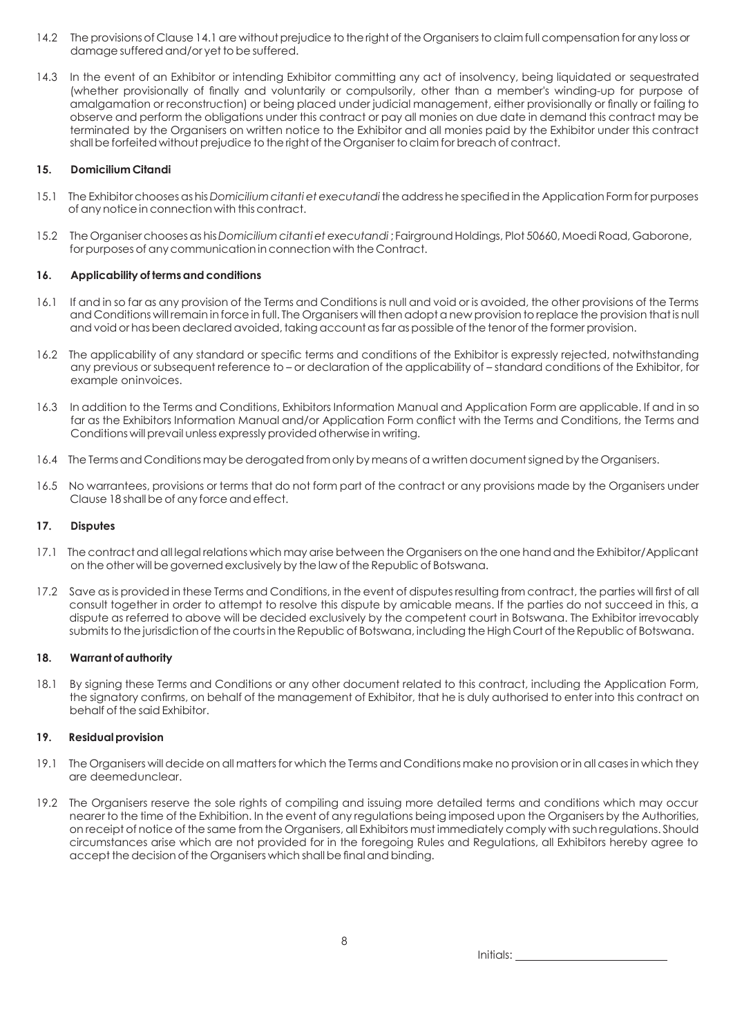14.2 The provisions of Clause 14.1 are without prejudice to the right of the Organisers to claim full compensation for any loss or damage suffered and/or yet to be suffered.

14.3 In the event of an Exhibitor or intending Exhibitor committing any act of insolvency, being liquidated or sequestrated (whether provisionally of finally and voluntarily or compulsorily, other than a member's winding-up for purpose of amalgamation or reconstruction) or being placed under judicial management, either provisionally or finally or failing to observe and perform the obligations under this contract or pay all monies on due date in demand this contract may be terminated by the Organisers on written notice to the Exhibitor and all monies paid by the Exhibitor under this contract shall be forfeited without prejudice to the right of the Organiser to claim for breach of contract.

## 15. Domicilium Citandi

15.1 The Exhibitor chooses as his *Domicilium citanti et executandi* the address he specified in the Application Form for purposes of any notice in connection with this contract.

15.2 The Organiser chooses as his *Domicilium citanti et executandi* ; Fairground Holdings, Plot 50660, Moedi Road, Gaborone, for purposes of any communication in connection with the Contract.

## 16. Applicability of terms and conditions

16.1 If and in so far as any provision of the Terms and Conditions is null and void or is avoided, the other provisions of the Terms and Conditions will remain in force in full. The Organisers will then adopt a new provision to replace the provision that is null and void or has been declared avoided, taking account as far as possible of the tenor of the former provision.

16.2 The applicability of any standard or specific terms and conditions of the Exhibitor is expressly rejected, notwithstanding any previous or subsequent reference to – or declaration of the applicability of – standard conditions of the Exhibitor, for example oninvoices.

16.3 In addition to the Terms and Conditions, Exhibitors Information Manual and Application Form are applicable. If and in so far as the Exhibitors Information Manual and/or Application Form conflict with the Terms and Conditions, the Terms and Conditions will prevail unless expressly provided otherwise in writing.

16.4 The Terms and Conditions may be derogated from only by means of a written document signed by the Organisers.

16.5 No warrantees, provisions or terms that do not form part of the contract or any provisions made by the Organisers under Clause 18 shall be of any force and effect.

## 17. Disputes

17.1 The contract and all legal relations which may arise between the Organisers on the one hand and the Exhibitor/Applicant on the other will be governed exclusively by the law of the Republic of Botswana.

17.2 Save as is provided in these Terms and Conditions, in the event of disputes resulting from contract, the parties will first of all consult together in order to attempt to resolve this dispute by amicable means. If the parties do not succeed in this, a dispute as referred to above will be decided exclusively by the competent court in Botswana. The Exhibitor irrevocably submits to the jurisdiction of the courts in the Republic of Botswana, including the High Court of the Republic of Botswana.

## 18. Warrant of authority

18.1 By signing these Terms and Conditions or any other document related to this contract, including the Application Form, the signatory confirms, on behalf of the management of Exhibitor, that he is duly authorised to enter into this contract on behalf of the said Exhibitor.

## 19. Residual provision

19.1 The Organisers will decide on all matters for which the Terms and Conditions make no provision or in all cases in which they are deemedunclear.

19.2 The Organisers reserve the sole rights of compiling and issuing more detailed terms and conditions which may occur nearer to the time of the Exhibition. In the event of any regulations being imposed upon the Organisers by the Authorities, on receipt of notice of the same from the Organisers, all Exhibitors must immediately comply with such regulations. Should circumstances arise which are not provided for in the foregoing Rules and Regulations, all Exhibitors hereby agree to accept the decision of the Organisers which shall be final and binding.

Initials: ______________________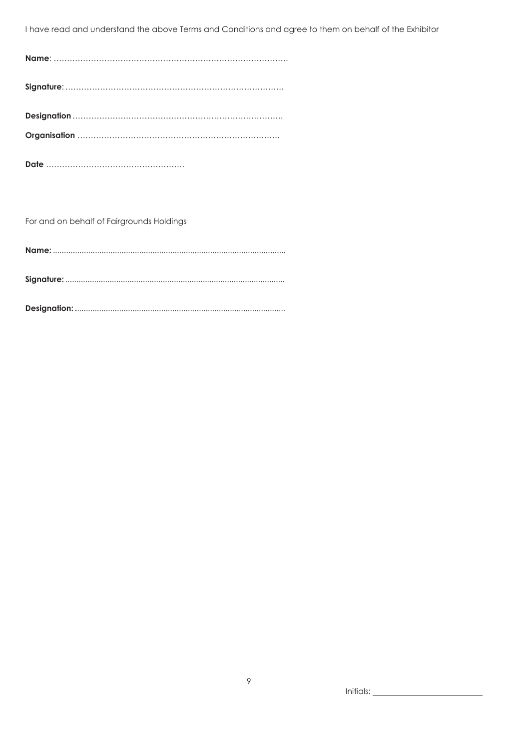I have read and understand the above Terms and Conditions and agree to them on behalf of the Exhibitor

**Name**: …………………………………………………………………………

**Signature**: ……………………………………………………………………

**Designation** …………………………………………………………………

**Organisation** ………………………………………………………………

**Date** ………………………………………

For and on behalf of Fairgrounds Holdings

**Name:** ......................................................................................................

**Signature:** ................................................................................................

**Designation:** ............................................................................................

Initials: \_\_\_\_\_\_\_\_\_\_\_\_\_\_\_\_\_\_\_\_\_\_\_\_